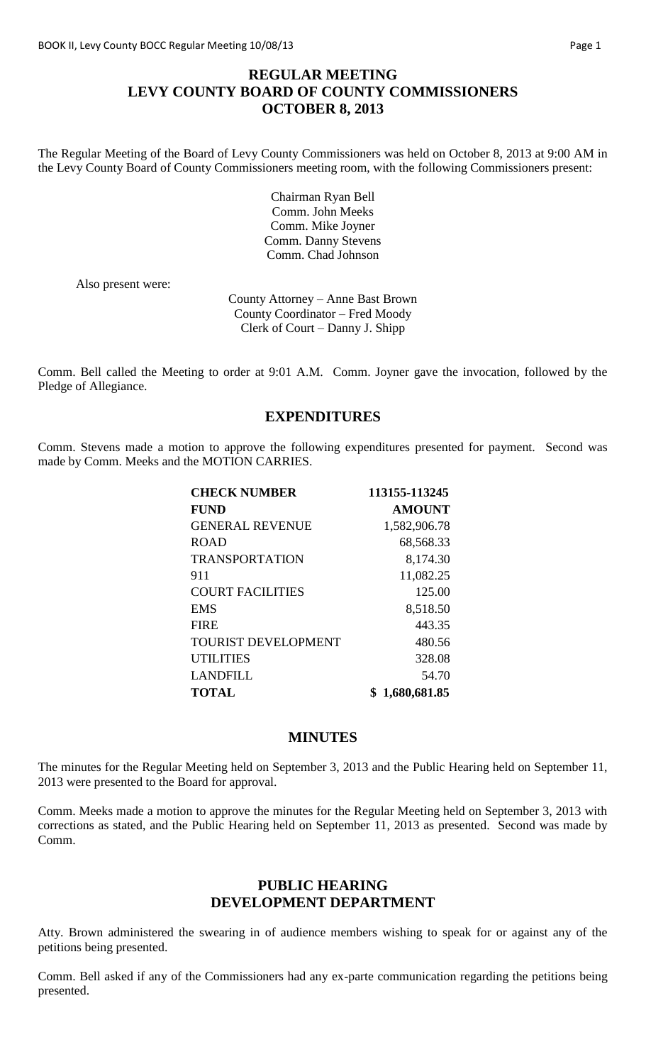# REGULAR MEETING
# LEVY COUNTY BOARD OF COUNTY COMMISSIONERS
# OCTOBER 8, 2013

The Regular Meeting of the Board of Levy County Commissioners was held on October 8, 2013 at 9:00 AM in the Levy County Board of County Commissioners meeting room, with the following Commissioners present:

Chairman Ryan Bell
Comm. John Meeks
Comm. Mike Joyner
Comm. Danny Stevens
Comm. Chad Johnson

Also present were:

County Attorney – Anne Bast Brown
County Coordinator – Fred Moody
Clerk of Court – Danny J. Shipp

Comm. Bell called the Meeting to order at 9:01 A.M. Comm. Joyner gave the invocation, followed by the Pledge of Allegiance.

## EXPENDITURES

Comm. Stevens made a motion to approve the following expenditures presented for payment. Second was made by Comm. Meeks and the MOTION CARRIES.

| **CHECK NUMBER** | **113155-113245** |
|---|---|
| **FUND** | **AMOUNT** |
| GENERAL REVENUE | 1,582,906.78 |
| ROAD | 68,568.33 |
| TRANSPORTATION | 8,174.30 |
| 911 | 11,082.25 |
| COURT FACILITIES | 125.00 |
| EMS | 8,518.50 |
| FIRE | 443.35 |
| TOURIST DEVELOPMENT | 480.56 |
| UTILITIES | 328.08 |
| LANDFILL | 54.70 |
| **TOTAL** | **$ 1,680,681.85** |

## MINUTES

The minutes for the Regular Meeting held on September 3, 2013 and the Public Hearing held on September 11, 2013 were presented to the Board for approval.

Comm. Meeks made a motion to approve the minutes for the Regular Meeting held on September 3, 2013 with corrections as stated, and the Public Hearing held on September 11, 2013 as presented. Second was made by Comm.

## PUBLIC HEARING
## DEVELOPMENT DEPARTMENT

Atty. Brown administered the swearing in of audience members wishing to speak for or against any of the petitions being presented.

Comm. Bell asked if any of the Commissioners had any ex-parte communication regarding the petitions being presented.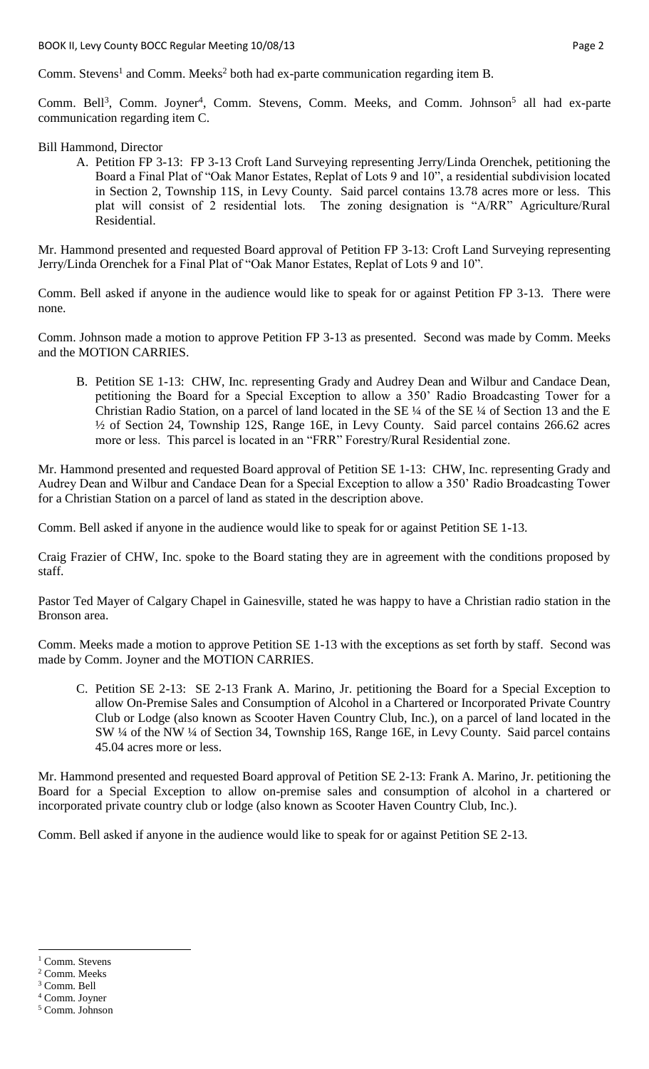Comm. Stevens[1] and Comm. Meeks[2] both had ex-parte communication regarding item B.

Comm. Bell[3], Comm. Joyner[4], Comm. Stevens, Comm. Meeks, and Comm. Johnson[5] all had ex-parte communication regarding item C.

Bill Hammond, Director

A. Petition FP 3-13: FP 3-13 Croft Land Surveying representing Jerry/Linda Orenchek, petitioning the Board a Final Plat of "Oak Manor Estates, Replat of Lots 9 and 10", a residential subdivision located in Section 2, Township 11S, in Levy County. Said parcel contains 13.78 acres more or less. This plat will consist of 2 residential lots. The zoning designation is "A/RR" Agriculture/Rural Residential.

Mr. Hammond presented and requested Board approval of Petition FP 3-13: Croft Land Surveying representing Jerry/Linda Orenchek for a Final Plat of "Oak Manor Estates, Replat of Lots 9 and 10".

Comm. Bell asked if anyone in the audience would like to speak for or against Petition FP 3-13. There were none.

Comm. Johnson made a motion to approve Petition FP 3-13 as presented. Second was made by Comm. Meeks and the MOTION CARRIES.

B. Petition SE 1-13: CHW, Inc. representing Grady and Audrey Dean and Wilbur and Candace Dean, petitioning the Board for a Special Exception to allow a 350' Radio Broadcasting Tower for a Christian Radio Station, on a parcel of land located in the SE ¼ of the SE ¼ of Section 13 and the E ½ of Section 24, Township 12S, Range 16E, in Levy County. Said parcel contains 266.62 acres more or less. This parcel is located in an "FRR" Forestry/Rural Residential zone.

Mr. Hammond presented and requested Board approval of Petition SE 1-13: CHW, Inc. representing Grady and Audrey Dean and Wilbur and Candace Dean for a Special Exception to allow a 350' Radio Broadcasting Tower for a Christian Station on a parcel of land as stated in the description above.

Comm. Bell asked if anyone in the audience would like to speak for or against Petition SE 1-13.

Craig Frazier of CHW, Inc. spoke to the Board stating they are in agreement with the conditions proposed by staff.

Pastor Ted Mayer of Calgary Chapel in Gainesville, stated he was happy to have a Christian radio station in the Bronson area.

Comm. Meeks made a motion to approve Petition SE 1-13 with the exceptions as set forth by staff. Second was made by Comm. Joyner and the MOTION CARRIES.

C. Petition SE 2-13: SE 2-13 Frank A. Marino, Jr. petitioning the Board for a Special Exception to allow On-Premise Sales and Consumption of Alcohol in a Chartered or Incorporated Private Country Club or Lodge (also known as Scooter Haven Country Club, Inc.), on a parcel of land located in the SW ¼ of the NW ¼ of Section 34, Township 16S, Range 16E, in Levy County. Said parcel contains 45.04 acres more or less.

Mr. Hammond presented and requested Board approval of Petition SE 2-13: Frank A. Marino, Jr. petitioning the Board for a Special Exception to allow on-premise sales and consumption of alcohol in a chartered or incorporated private country club or lodge (also known as Scooter Haven Country Club, Inc.).

Comm. Bell asked if anyone in the audience would like to speak for or against Petition SE 2-13.

---

[1] Comm. Stevens
[2] Comm. Meeks
[3] Comm. Bell
[4] Comm. Joyner
[5] Comm. Johnson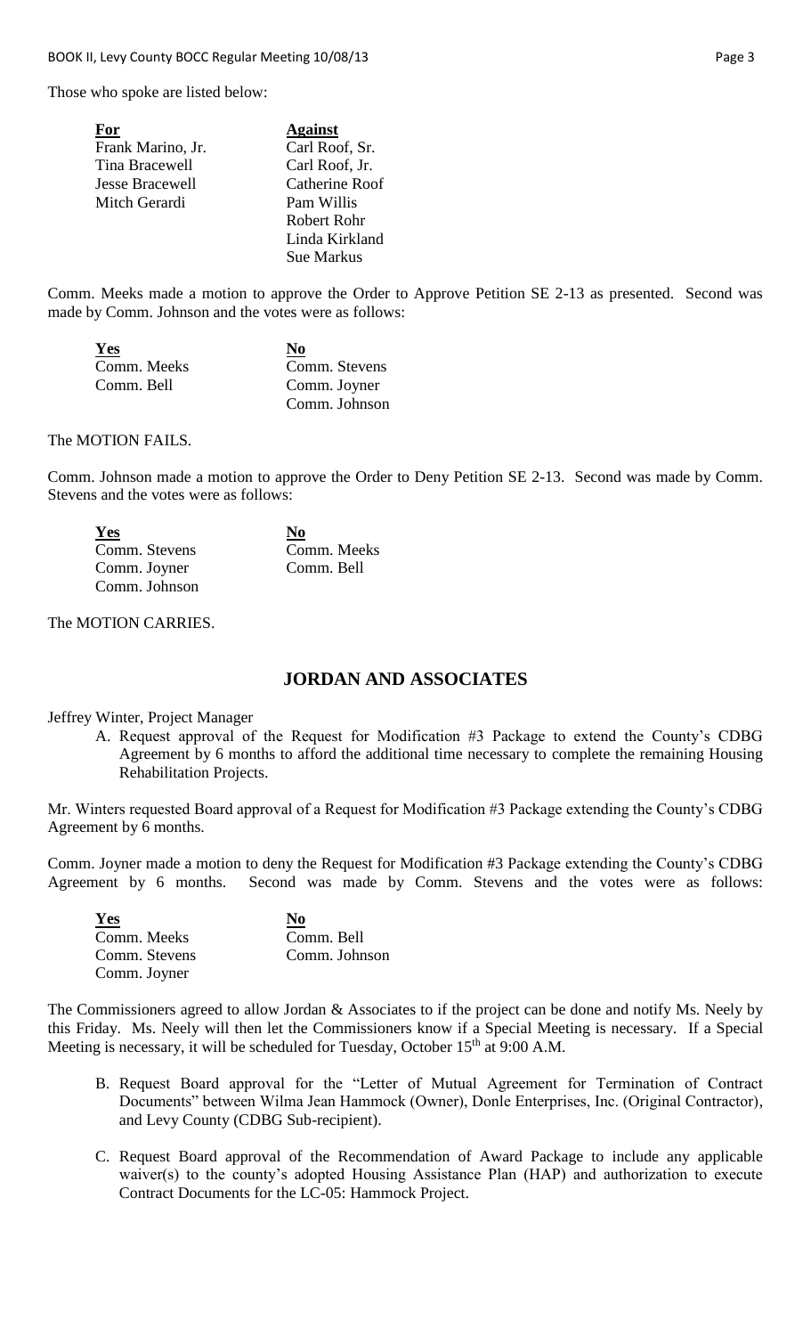Those who spoke are listed below:

| **For** | **Against** |
|---|---|
| Frank Marino, Jr. | Carl Roof, Sr. |
| Tina Bracewell | Carl Roof, Jr. |
| Jesse Bracewell | Catherine Roof |
| Mitch Gerardi | Pam Willis |
| | Robert Rohr |
| | Linda Kirkland |
| | Sue Markus |

Comm. Meeks made a motion to approve the Order to Approve Petition SE 2-13 as presented. Second was made by Comm. Johnson and the votes were as follows:

| **Yes** | **No** |
|---|---|
| Comm. Meeks | Comm. Stevens |
| Comm. Bell | Comm. Joyner |
| | Comm. Johnson |

The MOTION FAILS.

Comm. Johnson made a motion to approve the Order to Deny Petition SE 2-13. Second was made by Comm. Stevens and the votes were as follows:

| **Yes** | **No** |
|---|---|
| Comm. Stevens | Comm. Meeks |
| Comm. Joyner | Comm. Bell |
| Comm. Johnson | |

The MOTION CARRIES.

## JORDAN AND ASSOCIATES

Jeffrey Winter, Project Manager

A. Request approval of the Request for Modification #3 Package to extend the County's CDBG Agreement by 6 months to afford the additional time necessary to complete the remaining Housing Rehabilitation Projects.

Mr. Winters requested Board approval of a Request for Modification #3 Package extending the County's CDBG Agreement by 6 months.

Comm. Joyner made a motion to deny the Request for Modification #3 Package extending the County's CDBG Agreement by 6 months. Second was made by Comm. Stevens and the votes were as follows:

| **Yes** | **No** |
|---|---|
| Comm. Meeks | Comm. Bell |
| Comm. Stevens | Comm. Johnson |
| Comm. Joyner | |

The Commissioners agreed to allow Jordan & Associates to if the project can be done and notify Ms. Neely by this Friday. Ms. Neely will then let the Commissioners know if a Special Meeting is necessary. If a Special Meeting is necessary, it will be scheduled for Tuesday, October 15th at 9:00 A.M.

B. Request Board approval for the "Letter of Mutual Agreement for Termination of Contract Documents" between Wilma Jean Hammock (Owner), Donle Enterprises, Inc. (Original Contractor), and Levy County (CDBG Sub-recipient).

C. Request Board approval of the Recommendation of Award Package to include any applicable waiver(s) to the county's adopted Housing Assistance Plan (HAP) and authorization to execute Contract Documents for the LC-05: Hammock Project.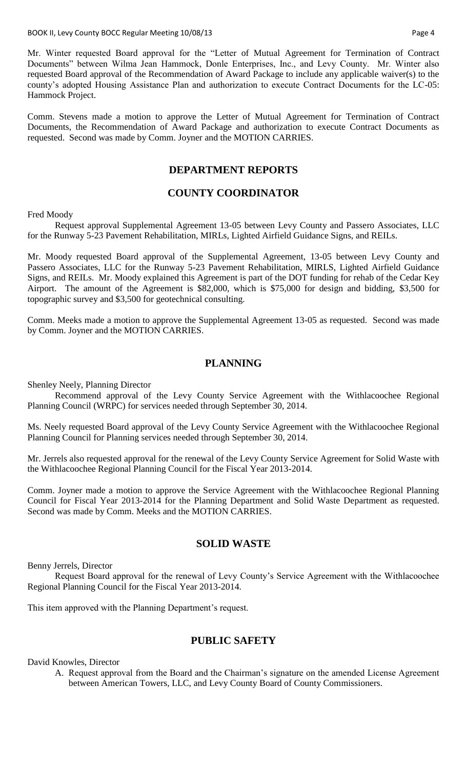Mr. Winter requested Board approval for the "Letter of Mutual Agreement for Termination of Contract Documents" between Wilma Jean Hammock, Donle Enterprises, Inc., and Levy County. Mr. Winter also requested Board approval of the Recommendation of Award Package to include any applicable waiver(s) to the county's adopted Housing Assistance Plan and authorization to execute Contract Documents for the LC-05: Hammock Project.

Comm. Stevens made a motion to approve the Letter of Mutual Agreement for Termination of Contract Documents, the Recommendation of Award Package and authorization to execute Contract Documents as requested. Second was made by Comm. Joyner and the MOTION CARRIES.

## DEPARTMENT REPORTS

## COUNTY COORDINATOR

Fred Moody

Request approval Supplemental Agreement 13-05 between Levy County and Passero Associates, LLC for the Runway 5-23 Pavement Rehabilitation, MIRLs, Lighted Airfield Guidance Signs, and REILs.

Mr. Moody requested Board approval of the Supplemental Agreement, 13-05 between Levy County and Passero Associates, LLC for the Runway 5-23 Pavement Rehabilitation, MIRLS, Lighted Airfield Guidance Signs, and REILs. Mr. Moody explained this Agreement is part of the DOT funding for rehab of the Cedar Key Airport. The amount of the Agreement is $82,000, which is $75,000 for design and bidding, $3,500 for topographic survey and $3,500 for geotechnical consulting.

Comm. Meeks made a motion to approve the Supplemental Agreement 13-05 as requested. Second was made by Comm. Joyner and the MOTION CARRIES.

## PLANNING

Shenley Neely, Planning Director

Recommend approval of the Levy County Service Agreement with the Withlacoochee Regional Planning Council (WRPC) for services needed through September 30, 2014.

Ms. Neely requested Board approval of the Levy County Service Agreement with the Withlacoochee Regional Planning Council for Planning services needed through September 30, 2014.

Mr. Jerrels also requested approval for the renewal of the Levy County Service Agreement for Solid Waste with the Withlacoochee Regional Planning Council for the Fiscal Year 2013-2014.

Comm. Joyner made a motion to approve the Service Agreement with the Withlacoochee Regional Planning Council for Fiscal Year 2013-2014 for the Planning Department and Solid Waste Department as requested. Second was made by Comm. Meeks and the MOTION CARRIES.

## SOLID WASTE

Benny Jerrels, Director

Request Board approval for the renewal of Levy County's Service Agreement with the Withlacoochee Regional Planning Council for the Fiscal Year 2013-2014.

This item approved with the Planning Department's request.

## PUBLIC SAFETY

David Knowles, Director

A. Request approval from the Board and the Chairman's signature on the amended License Agreement between American Towers, LLC, and Levy County Board of County Commissioners.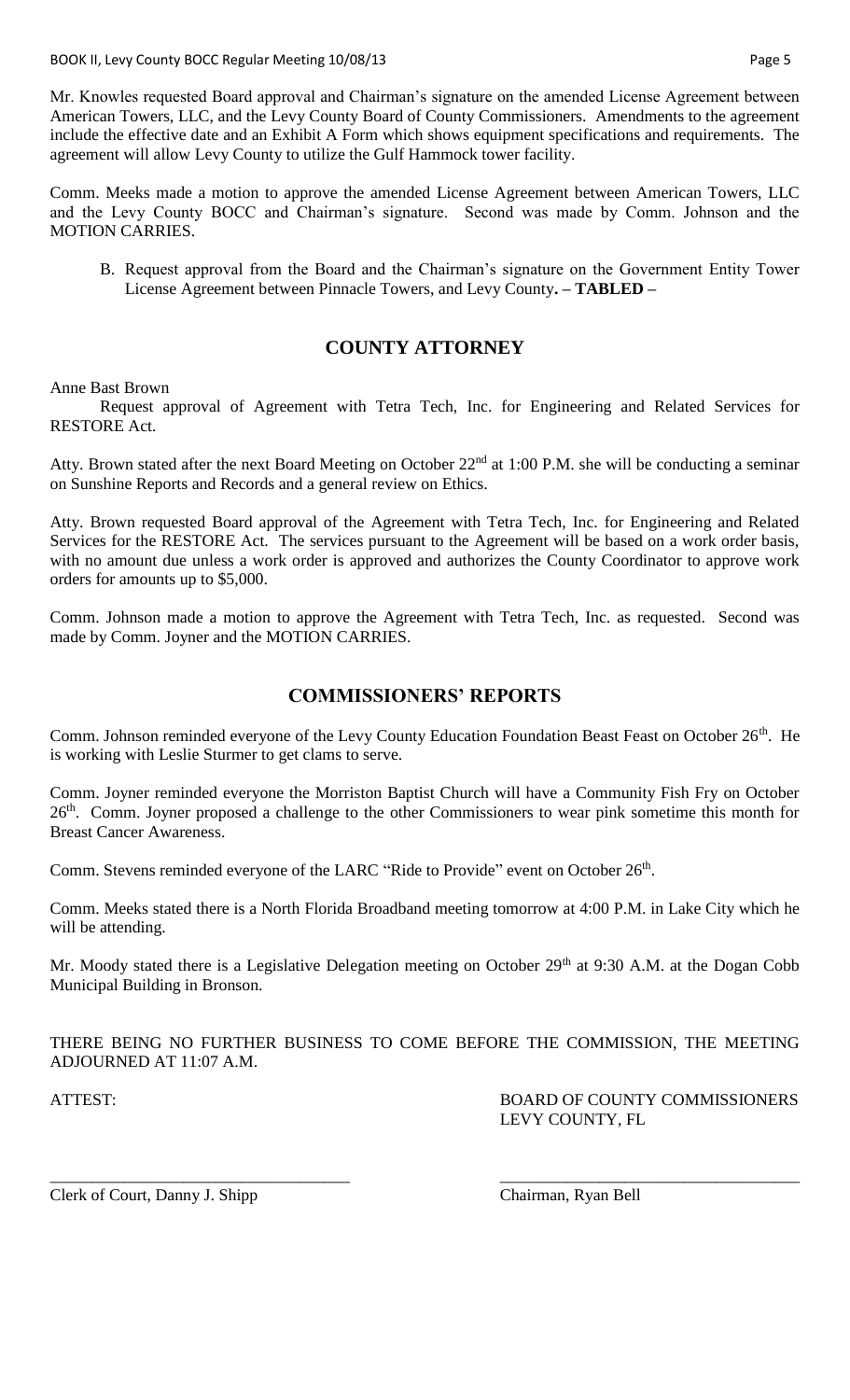Mr. Knowles requested Board approval and Chairman's signature on the amended License Agreement between American Towers, LLC, and the Levy County Board of County Commissioners. Amendments to the agreement include the effective date and an Exhibit A Form which shows equipment specifications and requirements. The agreement will allow Levy County to utilize the Gulf Hammock tower facility.

Comm. Meeks made a motion to approve the amended License Agreement between American Towers, LLC and the Levy County BOCC and Chairman's signature. Second was made by Comm. Johnson and the MOTION CARRIES.

B. Request approval from the Board and the Chairman's signature on the Government Entity Tower License Agreement between Pinnacle Towers, and Levy County**. – TABLED –**

## COUNTY ATTORNEY

Anne Bast Brown

Request approval of Agreement with Tetra Tech, Inc. for Engineering and Related Services for RESTORE Act.

Atty. Brown stated after the next Board Meeting on October 22nd at 1:00 P.M. she will be conducting a seminar on Sunshine Reports and Records and a general review on Ethics.

Atty. Brown requested Board approval of the Agreement with Tetra Tech, Inc. for Engineering and Related Services for the RESTORE Act. The services pursuant to the Agreement will be based on a work order basis, with no amount due unless a work order is approved and authorizes the County Coordinator to approve work orders for amounts up to $5,000.

Comm. Johnson made a motion to approve the Agreement with Tetra Tech, Inc. as requested. Second was made by Comm. Joyner and the MOTION CARRIES.

## COMMISSIONERS' REPORTS

Comm. Johnson reminded everyone of the Levy County Education Foundation Beast Feast on October 26th. He is working with Leslie Sturmer to get clams to serve.

Comm. Joyner reminded everyone the Morriston Baptist Church will have a Community Fish Fry on October 26th. Comm. Joyner proposed a challenge to the other Commissioners to wear pink sometime this month for Breast Cancer Awareness.

Comm. Stevens reminded everyone of the LARC "Ride to Provide" event on October 26th.

Comm. Meeks stated there is a North Florida Broadband meeting tomorrow at 4:00 P.M. in Lake City which he will be attending.

Mr. Moody stated there is a Legislative Delegation meeting on October 29th at 9:30 A.M. at the Dogan Cobb Municipal Building in Bronson.

THERE BEING NO FURTHER BUSINESS TO COME BEFORE THE COMMISSION, THE MEETING ADJOURNED AT 11:07 A.M.

ATTEST:

BOARD OF COUNTY COMMISSIONERS
LEVY COUNTY, FL

\_\_\_\_\_\_\_\_\_\_\_\_\_\_\_\_\_\_\_\_\_\_\_\_\_\_\_\_\_\_\_\_\_\_\_\_
Clerk of Court, Danny J. Shipp

\_\_\_\_\_\_\_\_\_\_\_\_\_\_\_\_\_\_\_\_\_\_\_\_\_\_\_\_\_\_\_\_\_\_\_\_
Chairman, Ryan Bell